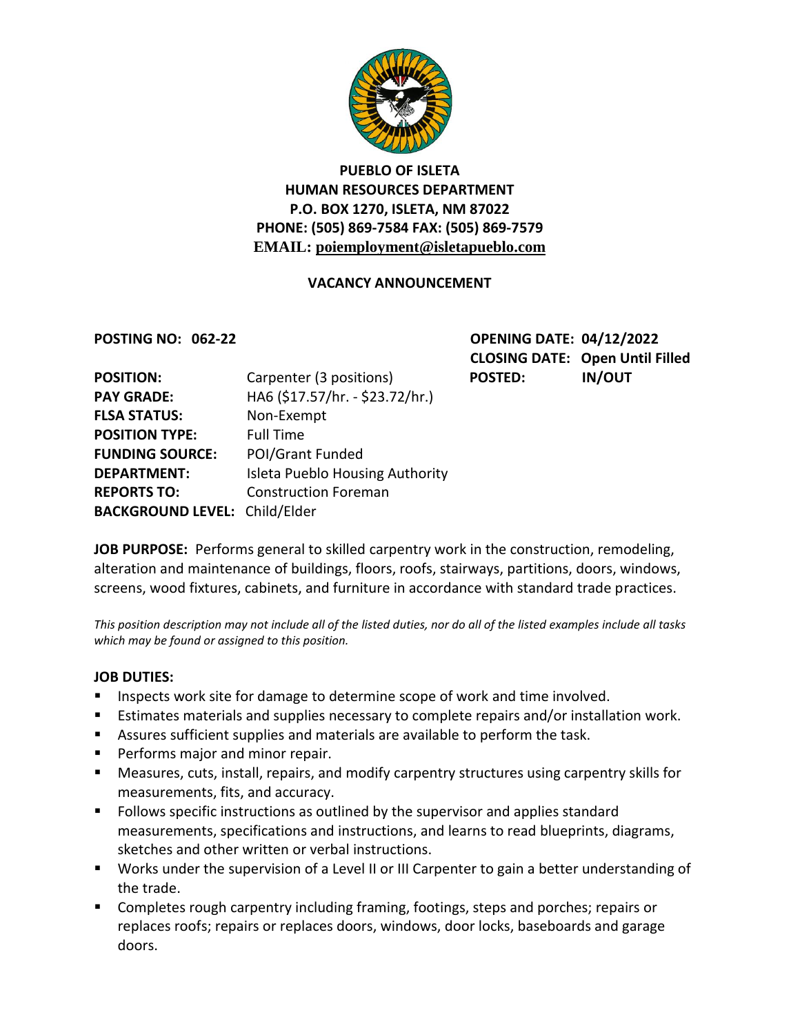**PUEBLO OF ISLETA**
**HUMAN RESOURCES DEPARTMENT**
**P.O. BOX 1270, ISLETA, NM 87022**
**PHONE: (505) 869-7584 FAX: (505) 869-7579**
**EMAIL: poiemployment@isletapueblo.com**

## VACANCY ANNOUNCEMENT

**POSTING NO: 062-22**

**OPENING DATE: 04/12/2022**
**CLOSING DATE: Open Until Filled**
**POSTED: IN/OUT**

**POSITION:** Carpenter (3 positions)
**PAY GRADE:** HA6 ($17.57/hr. - $23.72/hr.)
**FLSA STATUS:** Non-Exempt
**POSITION TYPE:** Full Time
**FUNDING SOURCE:** POI/Grant Funded
**DEPARTMENT:** Isleta Pueblo Housing Authority
**REPORTS TO:** Construction Foreman
**BACKGROUND LEVEL:** Child/Elder

**JOB PURPOSE:** Performs general to skilled carpentry work in the construction, remodeling, alteration and maintenance of buildings, floors, roofs, stairways, partitions, doors, windows, screens, wood fixtures, cabinets, and furniture in accordance with standard trade practices.

*This position description may not include all of the listed duties, nor do all of the listed examples include all tasks which may be found or assigned to this position.*

**JOB DUTIES:**

- Inspects work site for damage to determine scope of work and time involved.
- Estimates materials and supplies necessary to complete repairs and/or installation work.
- Assures sufficient supplies and materials are available to perform the task.
- Performs major and minor repair.
- Measures, cuts, install, repairs, and modify carpentry structures using carpentry skills for measurements, fits, and accuracy.
- Follows specific instructions as outlined by the supervisor and applies standard measurements, specifications and instructions, and learns to read blueprints, diagrams, sketches and other written or verbal instructions.
- Works under the supervision of a Level II or III Carpenter to gain a better understanding of the trade.
- Completes rough carpentry including framing, footings, steps and porches; repairs or replaces roofs; repairs or replaces doors, windows, door locks, baseboards and garage doors.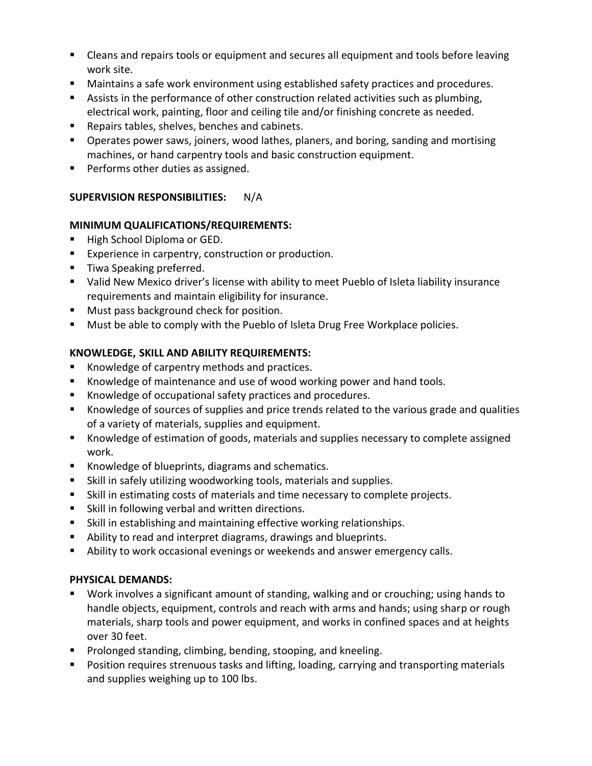- Cleans and repairs tools or equipment and secures all equipment and tools before leaving work site.
- Maintains a safe work environment using established safety practices and procedures.
- Assists in the performance of other construction related activities such as plumbing, electrical work, painting, floor and ceiling tile and/or finishing concrete as needed.
- Repairs tables, shelves, benches and cabinets.
- Operates power saws, joiners, wood lathes, planers, and boring, sanding and mortising machines, or hand carpentry tools and basic construction equipment.
- Performs other duties as assigned.

**SUPERVISION RESPONSIBILITIES:** N/A

**MINIMUM QUALIFICATIONS/REQUIREMENTS:**

- High School Diploma or GED.
- Experience in carpentry, construction or production.
- Tiwa Speaking preferred.
- Valid New Mexico driver's license with ability to meet Pueblo of Isleta liability insurance requirements and maintain eligibility for insurance.
- Must pass background check for position.
- Must be able to comply with the Pueblo of Isleta Drug Free Workplace policies.

**KNOWLEDGE, SKILL AND ABILITY REQUIREMENTS:**

- Knowledge of carpentry methods and practices.
- Knowledge of maintenance and use of wood working power and hand tools.
- Knowledge of occupational safety practices and procedures.
- Knowledge of sources of supplies and price trends related to the various grade and qualities of a variety of materials, supplies and equipment.
- Knowledge of estimation of goods, materials and supplies necessary to complete assigned work.
- Knowledge of blueprints, diagrams and schematics.
- Skill in safely utilizing woodworking tools, materials and supplies.
- Skill in estimating costs of materials and time necessary to complete projects.
- Skill in following verbal and written directions.
- Skill in establishing and maintaining effective working relationships.
- Ability to read and interpret diagrams, drawings and blueprints.
- Ability to work occasional evenings or weekends and answer emergency calls.

**PHYSICAL DEMANDS:**

- Work involves a significant amount of standing, walking and or crouching; using hands to handle objects, equipment, controls and reach with arms and hands; using sharp or rough materials, sharp tools and power equipment, and works in confined spaces and at heights over 30 feet.
- Prolonged standing, climbing, bending, stooping, and kneeling.
- Position requires strenuous tasks and lifting, loading, carrying and transporting materials and supplies weighing up to 100 lbs.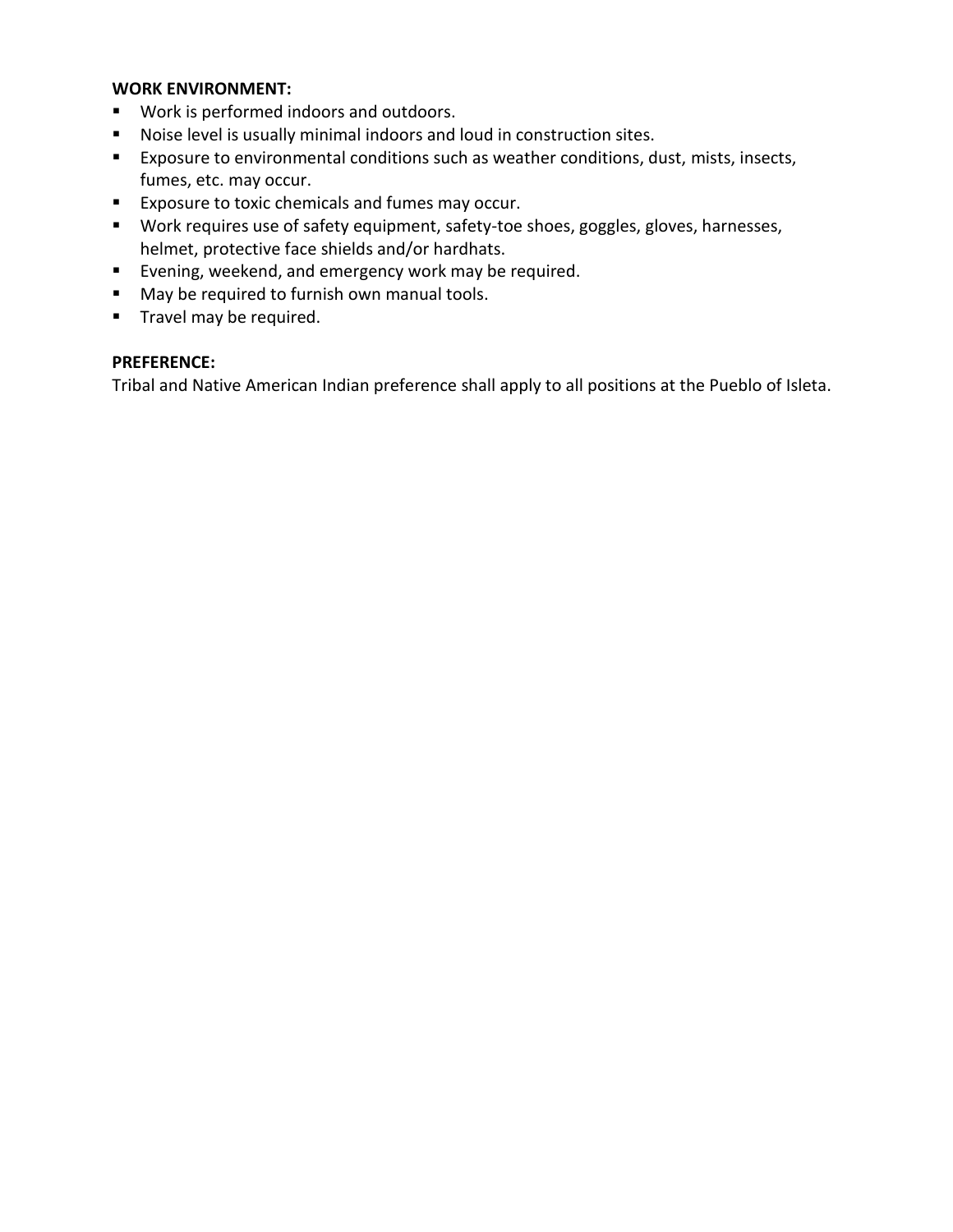**WORK ENVIRONMENT:**

- Work is performed indoors and outdoors.
- Noise level is usually minimal indoors and loud in construction sites.
- Exposure to environmental conditions such as weather conditions, dust, mists, insects, fumes, etc. may occur.
- Exposure to toxic chemicals and fumes may occur.
- Work requires use of safety equipment, safety-toe shoes, goggles, gloves, harnesses, helmet, protective face shields and/or hardhats.
- Evening, weekend, and emergency work may be required.
- May be required to furnish own manual tools.
- Travel may be required.

**PREFERENCE:**

Tribal and Native American Indian preference shall apply to all positions at the Pueblo of Isleta.